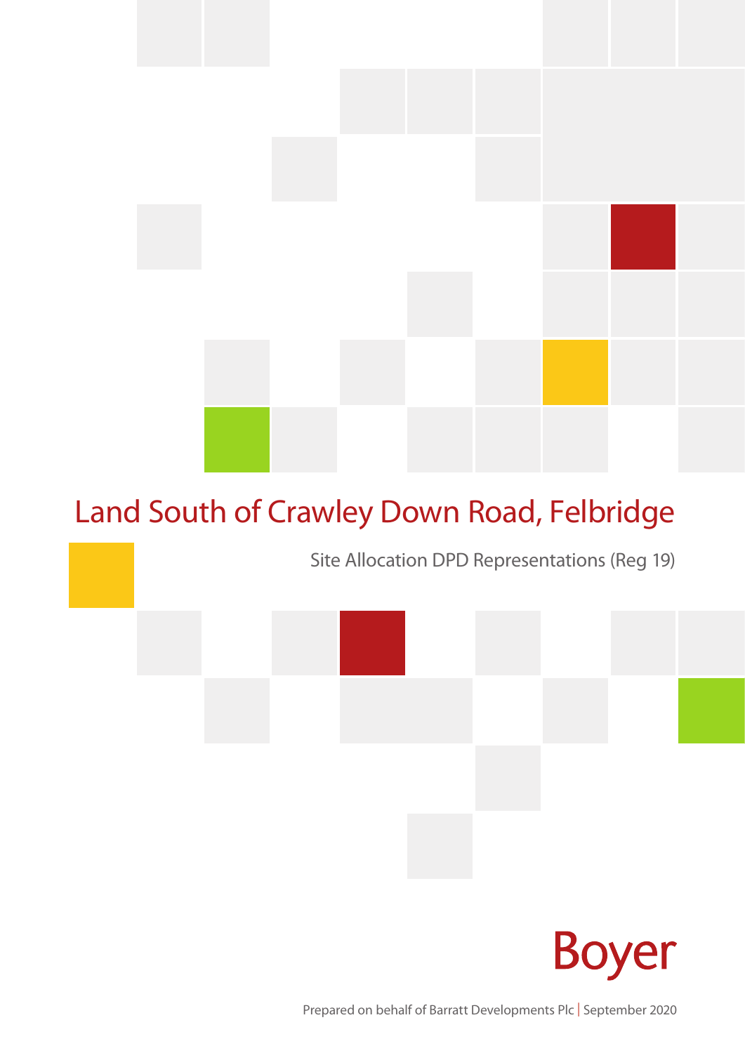# Land South of Crawley Down Road, Felbridge

Site Allocation DPD Representations (Reg 19)

Boyer

Prepared on behalf of Barratt Developments Plc | September 2020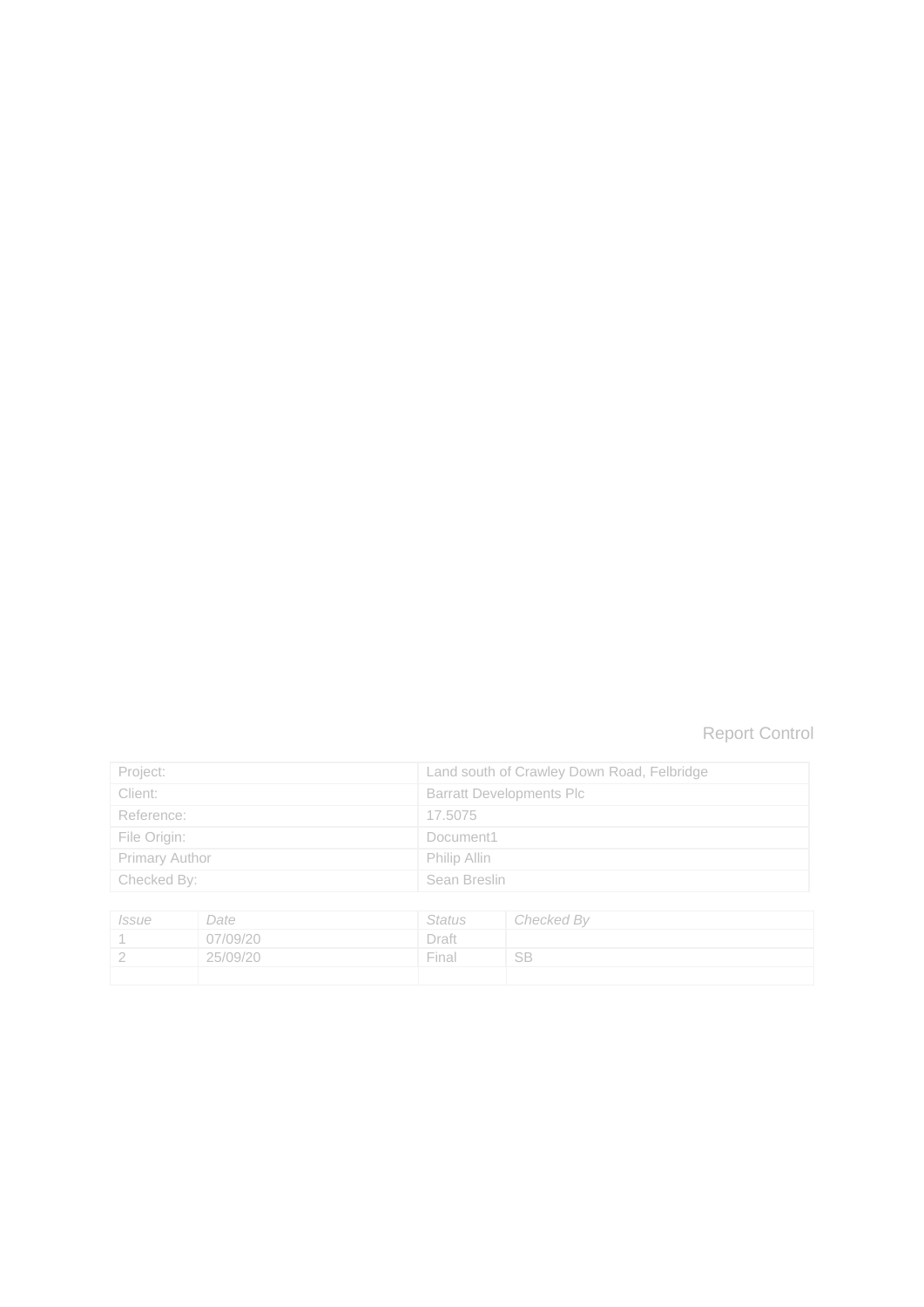## Report Control

| Project: | Land south of Crawley Down Road, Felbridge |
|---|---|
| Client: | Barratt Developments Plc |
| Reference: | 17.5075 |
| File Origin: | Document1 |
| Primary Author | Philip Allin |
| Checked By: | Sean Breslin |

| *Issue* | *Date* | *Status* | *Checked By* |
|---|---|---|---|
| 1 | 07/09/20 | Draft | |
| 2 | 25/09/20 | Final | SB |
| | | | |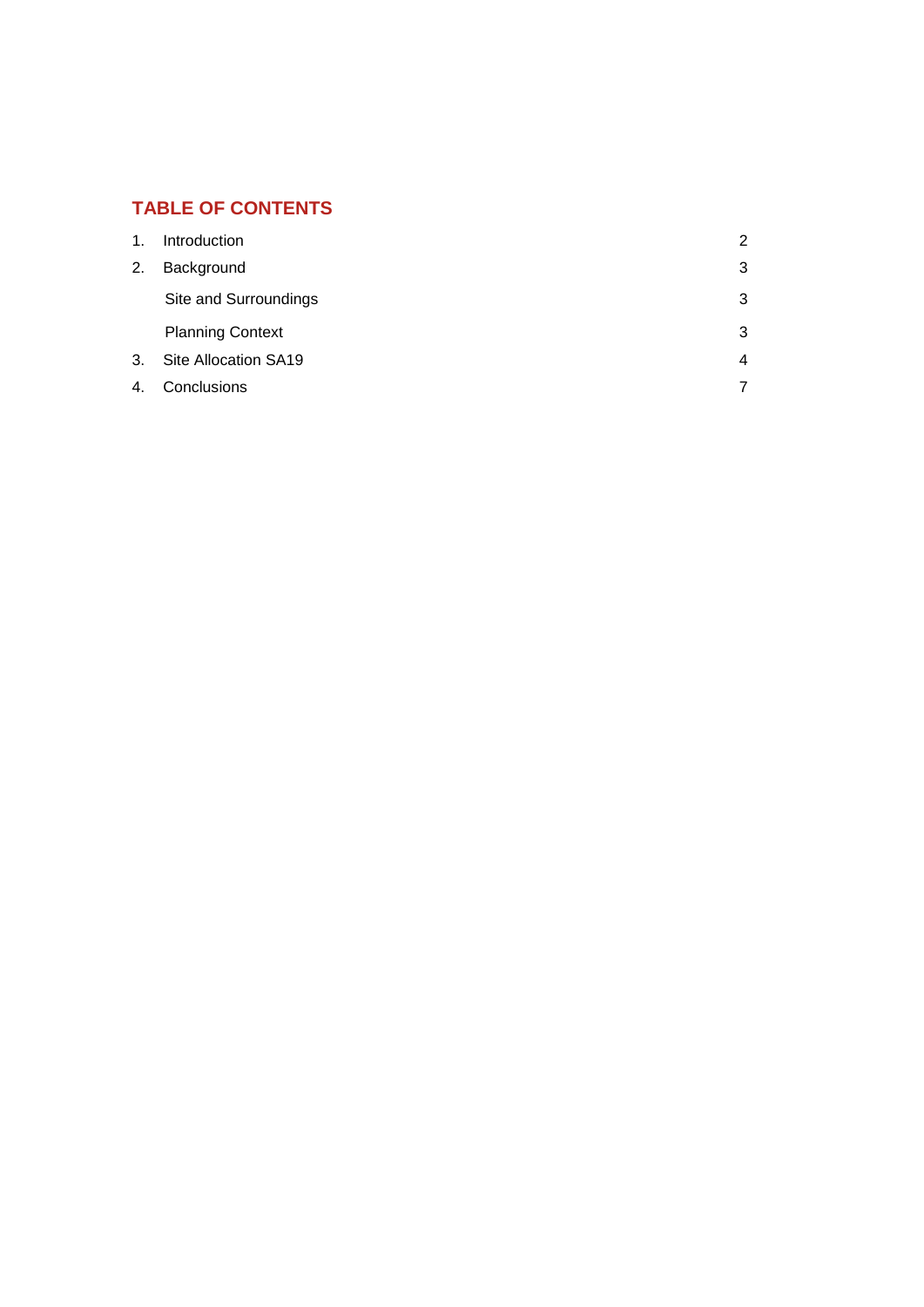## TABLE OF CONTENTS

| | | |
|---|---|---|
| 1. | Introduction | 2 |
| 2. | Background | 3 |
| | Site and Surroundings | 3 |
| | Planning Context | 3 |
| 3. | Site Allocation SA19 | 4 |
| 4. | Conclusions | 7 |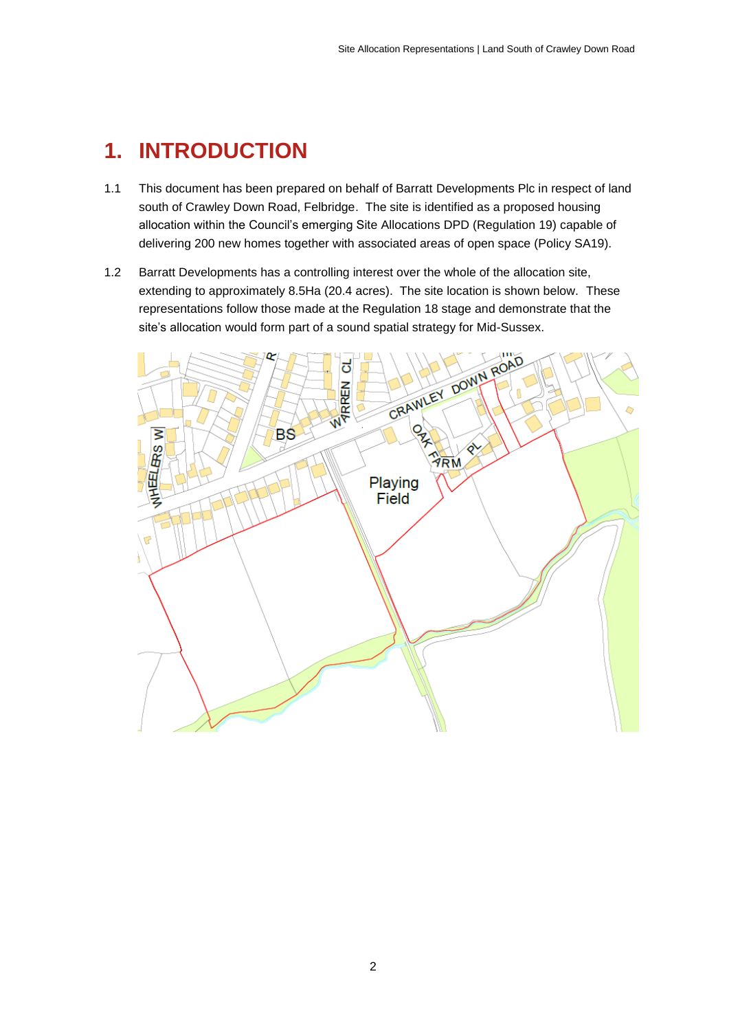# 1. INTRODUCTION

1.1 This document has been prepared on behalf of Barratt Developments Plc in respect of land south of Crawley Down Road, Felbridge. The site is identified as a proposed housing allocation within the Council's emerging Site Allocations DPD (Regulation 19) capable of delivering 200 new homes together with associated areas of open space (Policy SA19).

1.2 Barratt Developments has a controlling interest over the whole of the allocation site, extending to approximately 8.5Ha (20.4 acres). The site location is shown below. These representations follow those made at the Regulation 18 stage and demonstrate that the site's allocation would form part of a sound spatial strategy for Mid-Sussex.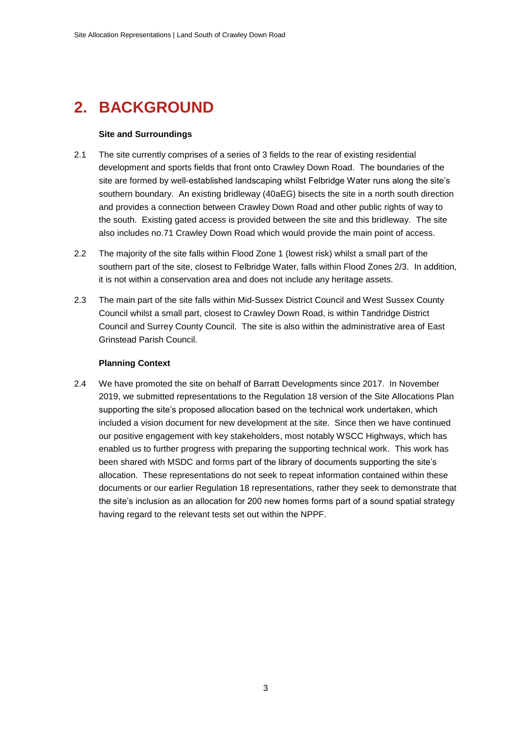## 2. BACKGROUND

**Site and Surroundings**

2.1 The site currently comprises of a series of 3 fields to the rear of existing residential development and sports fields that front onto Crawley Down Road. The boundaries of the site are formed by well-established landscaping whilst Felbridge Water runs along the site's southern boundary. An existing bridleway (40aEG) bisects the site in a north south direction and provides a connection between Crawley Down Road and other public rights of way to the south. Existing gated access is provided between the site and this bridleway. The site also includes no.71 Crawley Down Road which would provide the main point of access.

2.2 The majority of the site falls within Flood Zone 1 (lowest risk) whilst a small part of the southern part of the site, closest to Felbridge Water, falls within Flood Zones 2/3. In addition, it is not within a conservation area and does not include any heritage assets.

2.3 The main part of the site falls within Mid-Sussex District Council and West Sussex County Council whilst a small part, closest to Crawley Down Road, is within Tandridge District Council and Surrey County Council. The site is also within the administrative area of East Grinstead Parish Council.

**Planning Context**

2.4 We have promoted the site on behalf of Barratt Developments since 2017. In November 2019, we submitted representations to the Regulation 18 version of the Site Allocations Plan supporting the site's proposed allocation based on the technical work undertaken, which included a vision document for new development at the site. Since then we have continued our positive engagement with key stakeholders, most notably WSCC Highways, which has enabled us to further progress with preparing the supporting technical work. This work has been shared with MSDC and forms part of the library of documents supporting the site's allocation. These representations do not seek to repeat information contained within these documents or our earlier Regulation 18 representations, rather they seek to demonstrate that the site's inclusion as an allocation for 200 new homes forms part of a sound spatial strategy having regard to the relevant tests set out within the NPPF.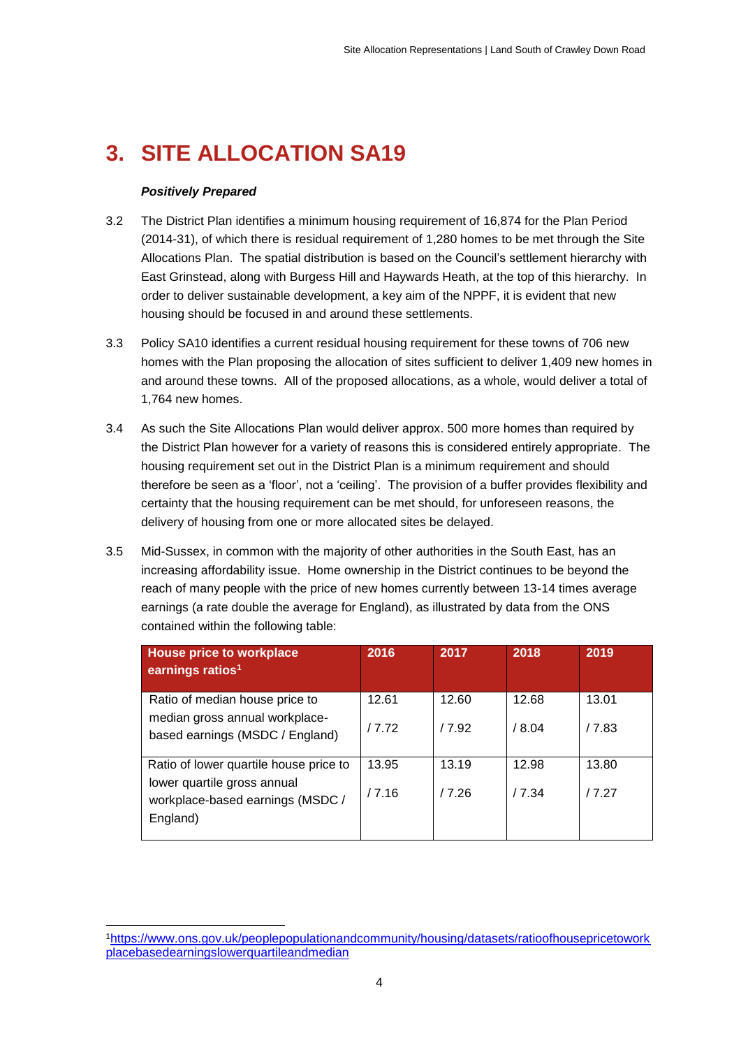# 3. SITE ALLOCATION SA19

***Positively Prepared***

3.2 The District Plan identifies a minimum housing requirement of 16,874 for the Plan Period (2014-31), of which there is residual requirement of 1,280 homes to be met through the Site Allocations Plan. The spatial distribution is based on the Council's settlement hierarchy with East Grinstead, along with Burgess Hill and Haywards Heath, at the top of this hierarchy. In order to deliver sustainable development, a key aim of the NPPF, it is evident that new housing should be focused in and around these settlements.

3.3 Policy SA10 identifies a current residual housing requirement for these towns of 706 new homes with the Plan proposing the allocation of sites sufficient to deliver 1,409 new homes in and around these towns. All of the proposed allocations, as a whole, would deliver a total of 1,764 new homes.

3.4 As such the Site Allocations Plan would deliver approx. 500 more homes than required by the District Plan however for a variety of reasons this is considered entirely appropriate. The housing requirement set out in the District Plan is a minimum requirement and should therefore be seen as a 'floor', not a 'ceiling'. The provision of a buffer provides flexibility and certainty that the housing requirement can be met should, for unforeseen reasons, the delivery of housing from one or more allocated sites be delayed.

3.5 Mid-Sussex, in common with the majority of other authorities in the South East, has an increasing affordability issue. Home ownership in the District continues to be beyond the reach of many people with the price of new homes currently between 13-14 times average earnings (a rate double the average for England), as illustrated by data from the ONS contained within the following table:

| House price to workplace earnings ratios[1] | 2016 | 2017 | 2018 | 2019 |
|---|---|---|---|---|
| Ratio of median house price to median gross annual workplace-based earnings (MSDC / England) | 12.61 / 7.72 | 12.60 / 7.92 | 12.68 / 8.04 | 13.01 / 7.83 |
| Ratio of lower quartile house price to lower quartile gross annual workplace-based earnings (MSDC / England) | 13.95 / 7.16 | 13.19 / 7.26 | 12.98 / 7.34 | 13.80 / 7.27 |

[1] https://www.ons.gov.uk/peoplepopulationandcommunity/housing/datasets/ratioofhousepricetoworkplacebasedearningslowerquartileandmedian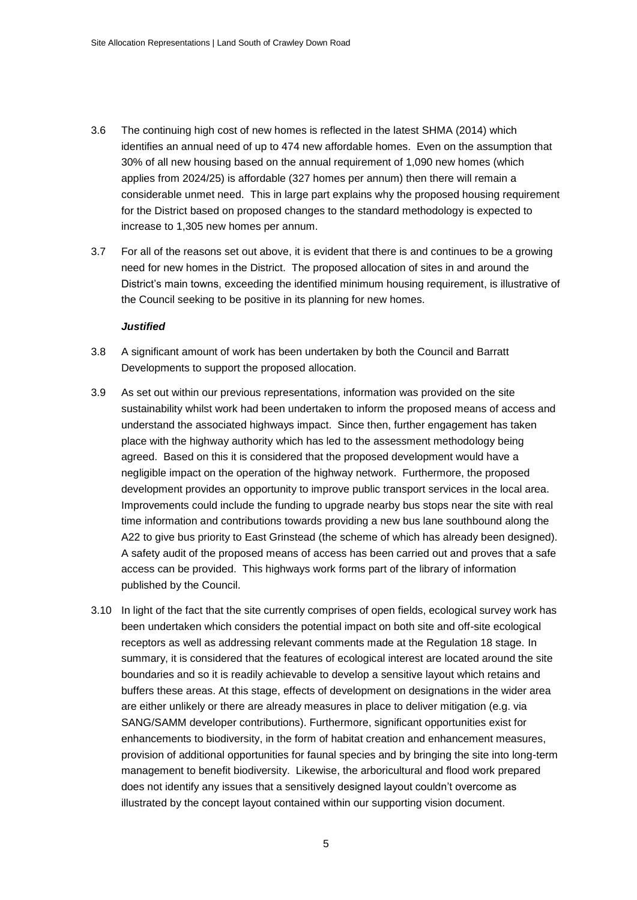3.6 The continuing high cost of new homes is reflected in the latest SHMA (2014) which identifies an annual need of up to 474 new affordable homes. Even on the assumption that 30% of all new housing based on the annual requirement of 1,090 new homes (which applies from 2024/25) is affordable (327 homes per annum) then there will remain a considerable unmet need. This in large part explains why the proposed housing requirement for the District based on proposed changes to the standard methodology is expected to increase to 1,305 new homes per annum.

3.7 For all of the reasons set out above, it is evident that there is and continues to be a growing need for new homes in the District. The proposed allocation of sites in and around the District's main towns, exceeding the identified minimum housing requirement, is illustrative of the Council seeking to be positive in its planning for new homes.

***Justified***

3.8 A significant amount of work has been undertaken by both the Council and Barratt Developments to support the proposed allocation.

3.9 As set out within our previous representations, information was provided on the site sustainability whilst work had been undertaken to inform the proposed means of access and understand the associated highways impact. Since then, further engagement has taken place with the highway authority which has led to the assessment methodology being agreed. Based on this it is considered that the proposed development would have a negligible impact on the operation of the highway network. Furthermore, the proposed development provides an opportunity to improve public transport services in the local area. Improvements could include the funding to upgrade nearby bus stops near the site with real time information and contributions towards providing a new bus lane southbound along the A22 to give bus priority to East Grinstead (the scheme of which has already been designed). A safety audit of the proposed means of access has been carried out and proves that a safe access can be provided. This highways work forms part of the library of information published by the Council.

3.10 In light of the fact that the site currently comprises of open fields, ecological survey work has been undertaken which considers the potential impact on both site and off-site ecological receptors as well as addressing relevant comments made at the Regulation 18 stage. In summary, it is considered that the features of ecological interest are located around the site boundaries and so it is readily achievable to develop a sensitive layout which retains and buffers these areas. At this stage, effects of development on designations in the wider area are either unlikely or there are already measures in place to deliver mitigation (e.g. via SANG/SAMM developer contributions). Furthermore, significant opportunities exist for enhancements to biodiversity, in the form of habitat creation and enhancement measures, provision of additional opportunities for faunal species and by bringing the site into long-term management to benefit biodiversity. Likewise, the arboricultural and flood work prepared does not identify any issues that a sensitively designed layout couldn't overcome as illustrated by the concept layout contained within our supporting vision document.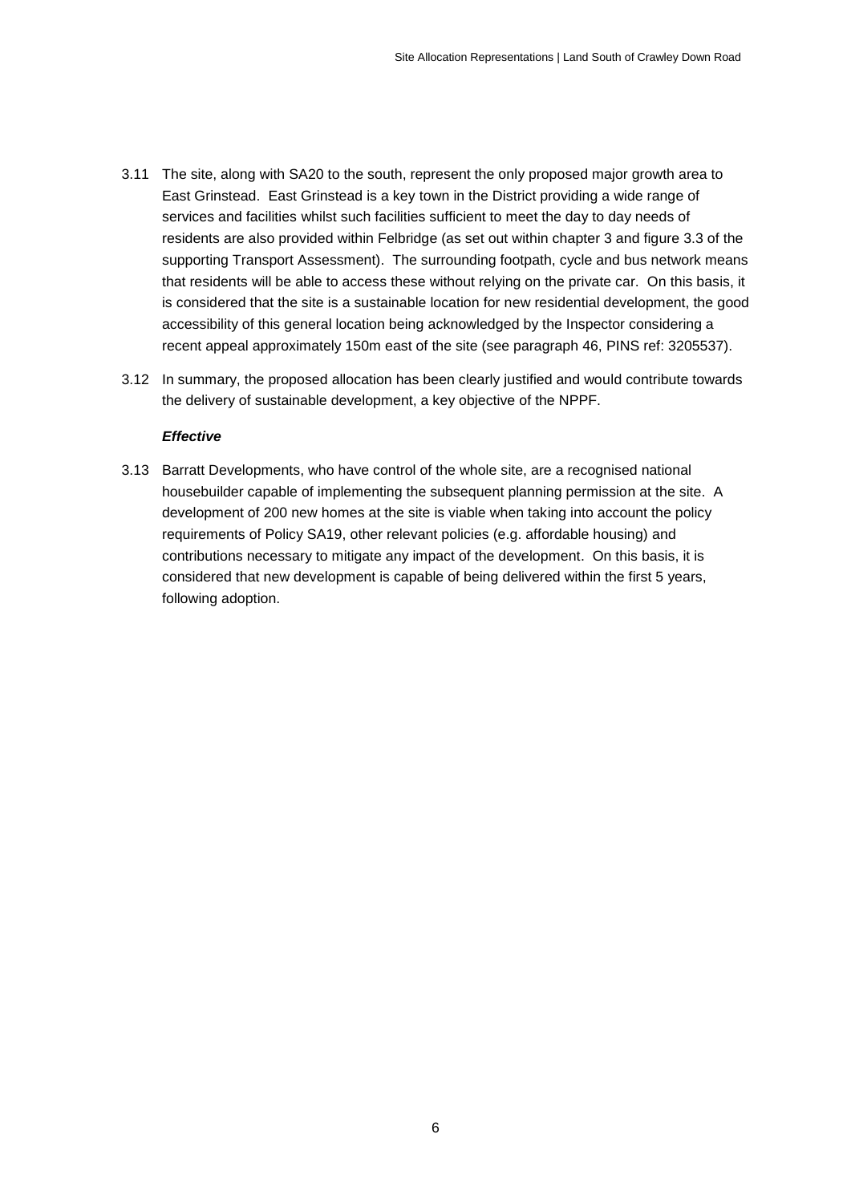3.11 The site, along with SA20 to the south, represent the only proposed major growth area to East Grinstead. East Grinstead is a key town in the District providing a wide range of services and facilities whilst such facilities sufficient to meet the day to day needs of residents are also provided within Felbridge (as set out within chapter 3 and figure 3.3 of the supporting Transport Assessment). The surrounding footpath, cycle and bus network means that residents will be able to access these without relying on the private car. On this basis, it is considered that the site is a sustainable location for new residential development, the good accessibility of this general location being acknowledged by the Inspector considering a recent appeal approximately 150m east of the site (see paragraph 46, PINS ref: 3205537).

3.12 In summary, the proposed allocation has been clearly justified and would contribute towards the delivery of sustainable development, a key objective of the NPPF.

***Effective***

3.13 Barratt Developments, who have control of the whole site, are a recognised national housebuilder capable of implementing the subsequent planning permission at the site. A development of 200 new homes at the site is viable when taking into account the policy requirements of Policy SA19, other relevant policies (e.g. affordable housing) and contributions necessary to mitigate any impact of the development. On this basis, it is considered that new development is capable of being delivered within the first 5 years, following adoption.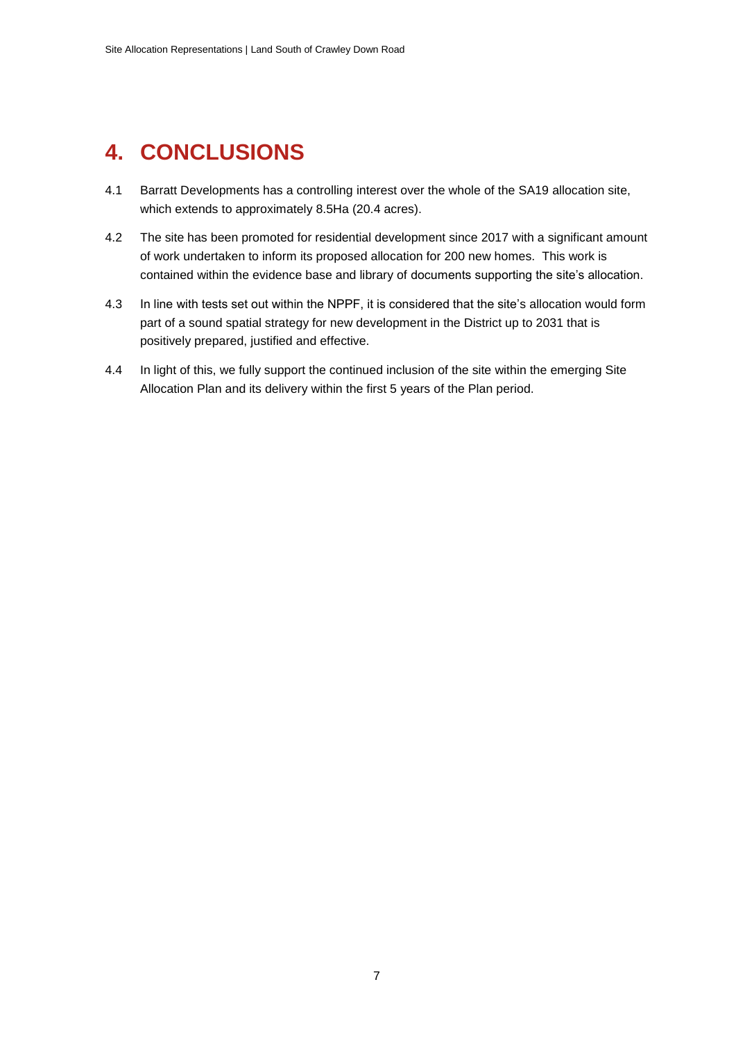# 4. CONCLUSIONS

4.1 Barratt Developments has a controlling interest over the whole of the SA19 allocation site, which extends to approximately 8.5Ha (20.4 acres).

4.2 The site has been promoted for residential development since 2017 with a significant amount of work undertaken to inform its proposed allocation for 200 new homes. This work is contained within the evidence base and library of documents supporting the site's allocation.

4.3 In line with tests set out within the NPPF, it is considered that the site's allocation would form part of a sound spatial strategy for new development in the District up to 2031 that is positively prepared, justified and effective.

4.4 In light of this, we fully support the continued inclusion of the site within the emerging Site Allocation Plan and its delivery within the first 5 years of the Plan period.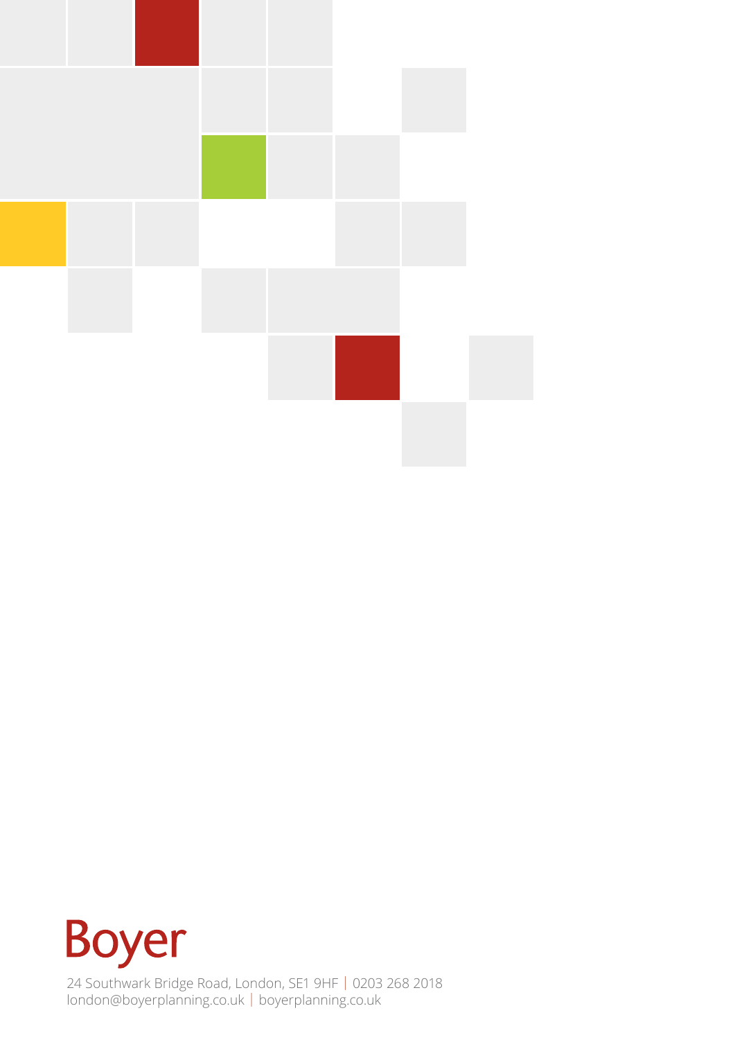Boyer

24 Southwark Bridge Road, London, SE1 9HF | 0203 268 2018
london@boyerplanning.co.uk | boyerplanning.co.uk